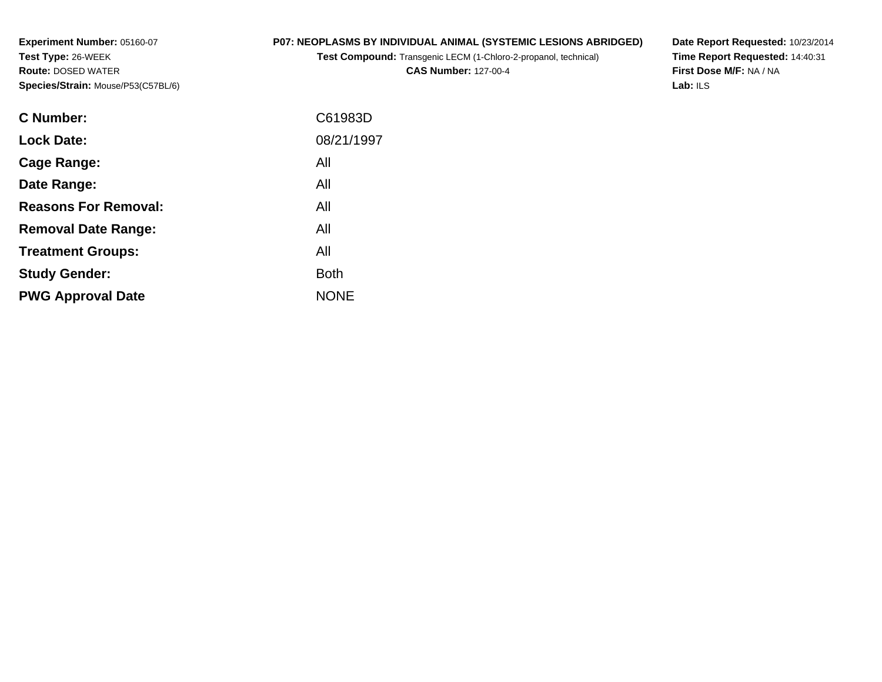**Experiment Number:** 05160-07
**Test Type:** 26-WEEK
**Route:** DOSED WATER
**Species/Strain:** Mouse/P53(C57BL/6)

**P07: NEOPLASMS BY INDIVIDUAL ANIMAL (SYSTEMIC LESIONS ABRIDGED)**
**Test Compound:** Transgenic LECM (1-Chloro-2-propanol, technical)
**CAS Number:** 127-00-4

**Date Report Requested:** 10/23/2014
**Time Report Requested:** 14:40:31
**First Dose M/F:** NA / NA
**Lab:** ILS

| | |
|---|---|
| **C Number:** | C61983D |
| **Lock Date:** | 08/21/1997 |
| **Cage Range:** | All |
| **Date Range:** | All |
| **Reasons For Removal:** | All |
| **Removal Date Range:** | All |
| **Treatment Groups:** | All |
| **Study Gender:** | Both |
| **PWG Approval Date** | NONE |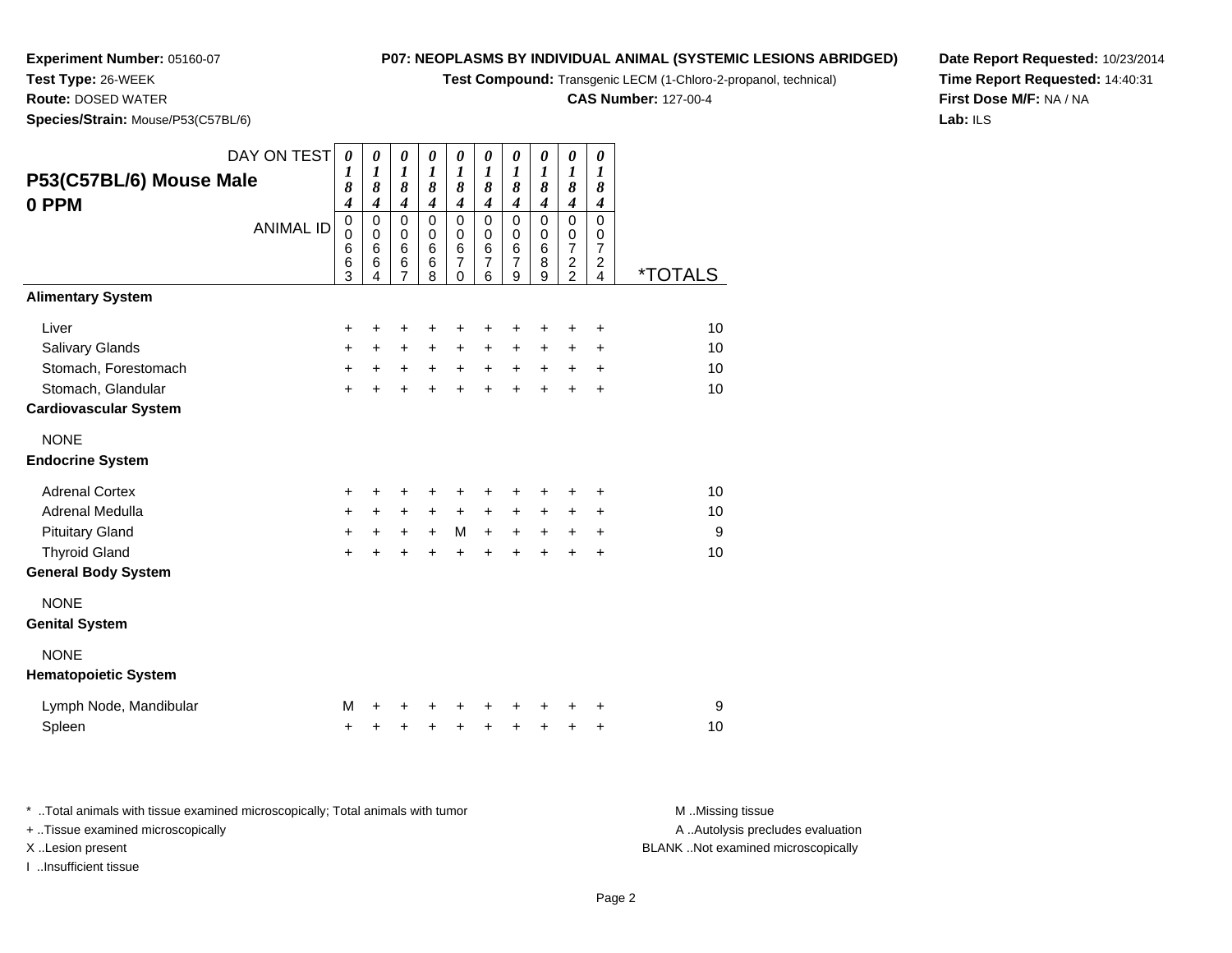**Experiment Number:** 05160-07
**Test Type:** 26-WEEK
**Route:** DOSED WATER
**Species/Strain:** Mouse/P53(C57BL/6)

**P07: NEOPLASMS BY INDIVIDUAL ANIMAL (SYSTEMIC LESIONS ABRIDGED)**
**Test Compound:** Transgenic LECM (1-Chloro-2-propanol, technical)
**CAS Number:** 127-00-4

**Date Report Requested:** 10/23/2014
**Time Report Requested:** 14:40:31
**First Dose M/F:** NA / NA
**Lab:** ILS

## P53(C57BL/6) Mouse Male 0 PPM

| DAY ON TEST | 0184 | 0184 | 0184 | 0184 | 0184 | 0184 | 0184 | 0184 | 0184 | 0184 | |
|---|---|---|---|---|---|---|---|---|---|---|---|
| ANIMAL ID | 00663 | 00664 | 00667 | 00668 | 00670 | 00676 | 00679 | 00689 | 00722 | 00724 | *TOTALS |
| **Alimentary System** | | | | | | | | | | | |
| Liver | + | + | + | + | + | + | + | + | + | + | 10 |
| Salivary Glands | + | + | + | + | + | + | + | + | + | + | 10 |
| Stomach, Forestomach | + | + | + | + | + | + | + | + | + | + | 10 |
| Stomach, Glandular | + | + | + | + | + | + | + | + | + | + | 10 |
| **Cardiovascular System** | | | | | | | | | | | |
| NONE | | | | | | | | | | | |
| **Endocrine System** | | | | | | | | | | | |
| Adrenal Cortex | + | + | + | + | + | + | + | + | + | + | 10 |
| Adrenal Medulla | + | + | + | + | + | + | + | + | + | + | 10 |
| Pituitary Gland | + | + | + | + | M | + | + | + | + | + | 9 |
| Thyroid Gland | + | + | + | + | + | + | + | + | + | + | 10 |
| **General Body System** | | | | | | | | | | | |
| NONE | | | | | | | | | | | |
| **Genital System** | | | | | | | | | | | |
| NONE | | | | | | | | | | | |
| **Hematopoietic System** | | | | | | | | | | | |
| Lymph Node, Mandibular | M | + | + | + | + | + | + | + | + | + | 9 |
| Spleen | + | + | + | + | + | + | + | + | + | + | 10 |

\* ..Total animals with tissue examined microscopically; Total animals with tumor
\+ ..Tissue examined microscopically
X ..Lesion present
I ..Insufficient tissue

M ..Missing tissue
A ..Autolysis precludes evaluation
BLANK ..Not examined microscopically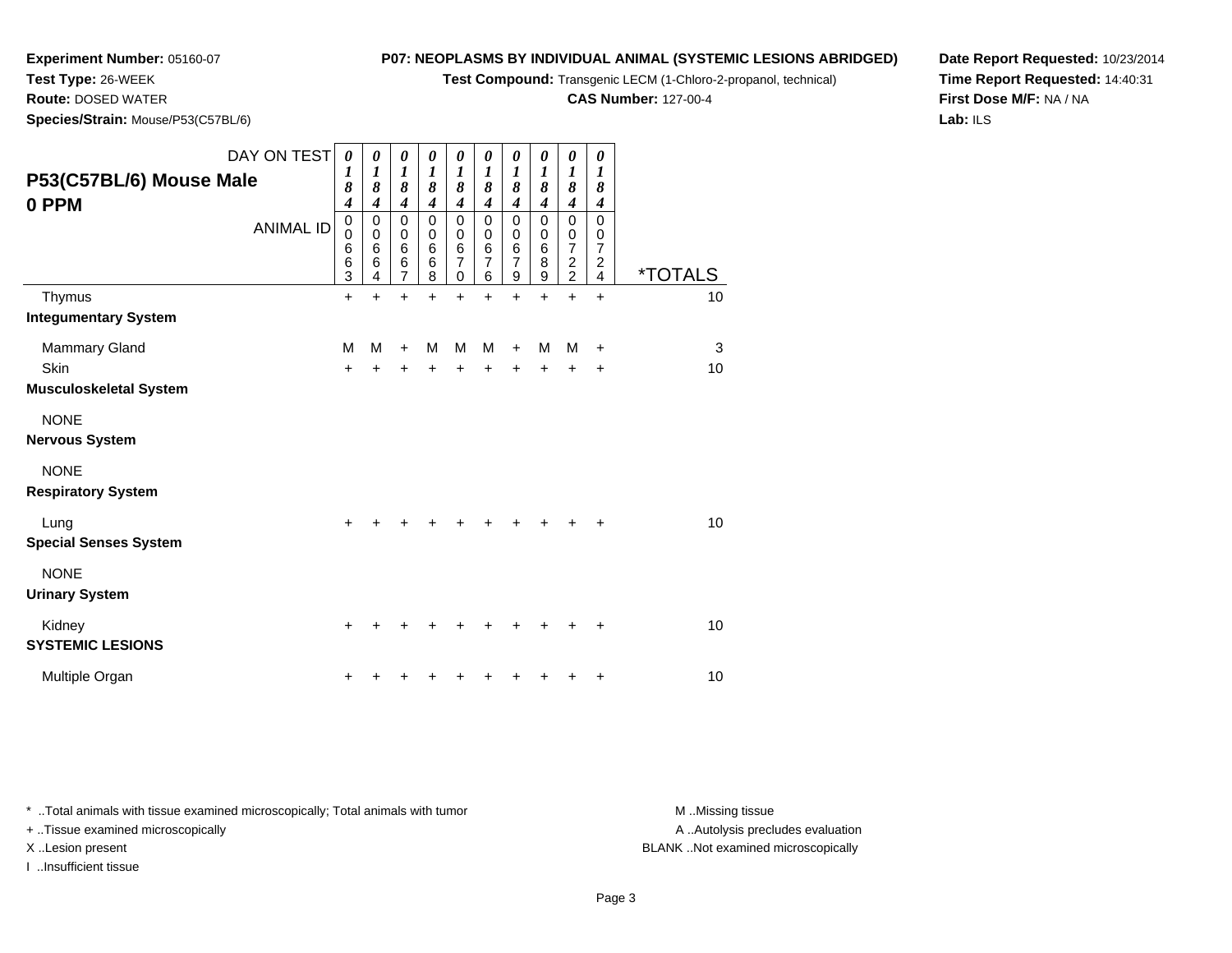**Experiment Number:** 05160-07
**Test Type:** 26-WEEK
**Route:** DOSED WATER
**Species/Strain:** Mouse/P53(C57BL/6)

**P07: NEOPLASMS BY INDIVIDUAL ANIMAL (SYSTEMIC LESIONS ABRIDGED)**
**Test Compound:** Transgenic LECM (1-Chloro-2-propanol, technical)
**CAS Number:** 127-00-4

**Date Report Requested:** 10/23/2014
**Time Report Requested:** 14:40:31
**First Dose M/F:** NA / NA
**Lab:** ILS

## P53(C57BL/6) Mouse Male 0 PPM

| DAY ON TEST | 0184 | 0184 | 0184 | 0184 | 0184 | 0184 | 0184 | 0184 | 0184 | 0184 | |
|---|---|---|---|---|---|---|---|---|---|---|---|
| ANIMAL ID | 00663 | 00664 | 00667 | 00668 | 00670 | 00676 | 00679 | 00689 | 00722 | 00724 | *TOTALS |
| Thymus | + | + | + | + | + | + | + | + | + | + | 10 |
| **Integumentary System** | | | | | | | | | | | |
| Mammary Gland | M | M | + | M | M | M | + | M | M | + | 3 |
| Skin | + | + | + | + | + | + | + | + | + | + | 10 |
| **Musculoskeletal System** | | | | | | | | | | | |
| NONE | | | | | | | | | | | |
| **Nervous System** | | | | | | | | | | | |
| NONE | | | | | | | | | | | |
| **Respiratory System** | | | | | | | | | | | |
| Lung | + | + | + | + | + | + | + | + | + | + | 10 |
| **Special Senses System** | | | | | | | | | | | |
| NONE | | | | | | | | | | | |
| **Urinary System** | | | | | | | | | | | |
| Kidney | + | + | + | + | + | + | + | + | + | + | 10 |
| **SYSTEMIC LESIONS** | | | | | | | | | | | |
| Multiple Organ | + | + | + | + | + | + | + | + | + | + | 10 |

* ..Total animals with tissue examined microscopically; Total animals with tumor
+ ..Tissue examined microscopically
X ..Lesion present
I ..Insufficient tissue

M ..Missing tissue
A ..Autolysis precludes evaluation
BLANK ..Not examined microscopically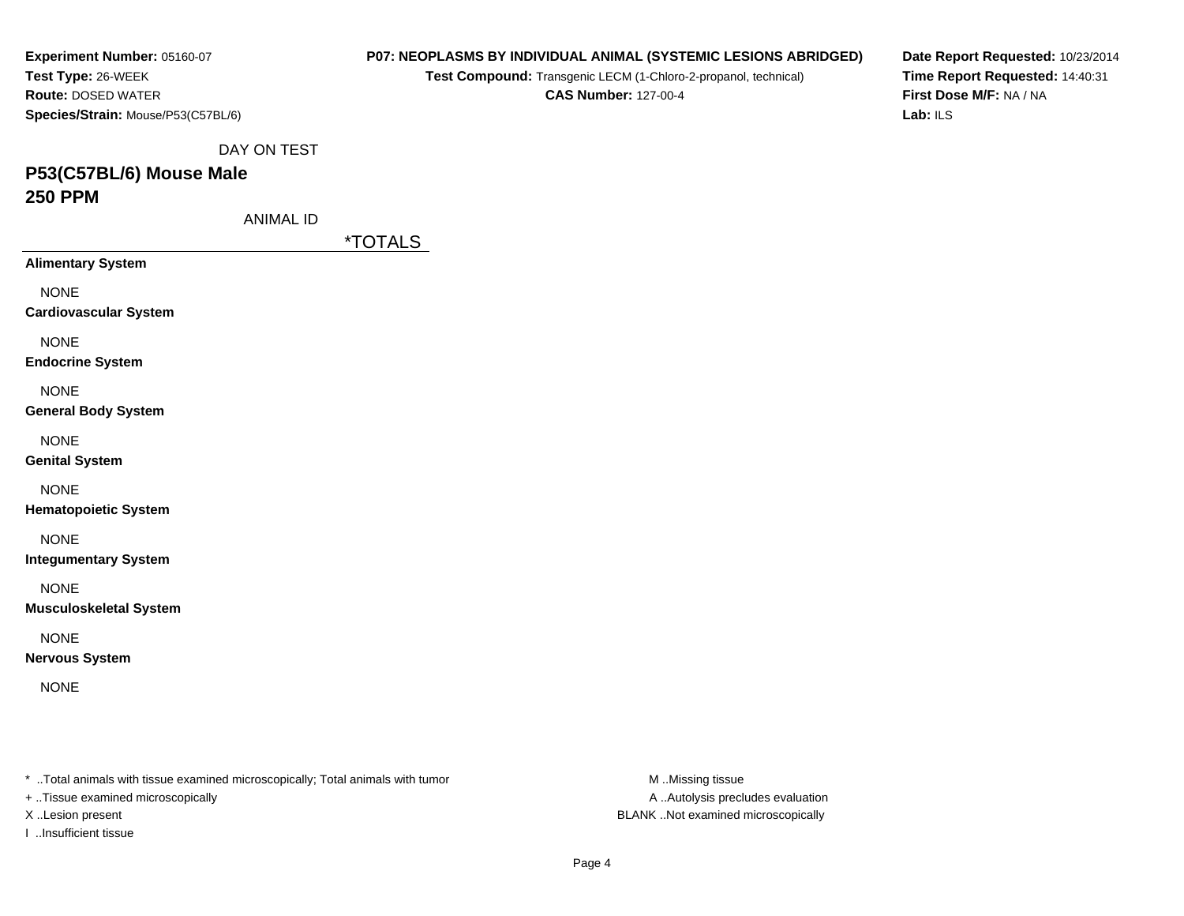**Experiment Number:** 05160-07
**Test Type:** 26-WEEK
**Route:** DOSED WATER
**Species/Strain:** Mouse/P53(C57BL/6)

**P07: NEOPLASMS BY INDIVIDUAL ANIMAL (SYSTEMIC LESIONS ABRIDGED)**
**Test Compound:** Transgenic LECM (1-Chloro-2-propanol, technical)
**CAS Number:** 127-00-4

**Date Report Requested:** 10/23/2014
**Time Report Requested:** 14:40:31
**First Dose M/F:** NA / NA
**Lab:** ILS

DAY ON TEST

## P53(C57BL/6) Mouse Male
## 250 PPM

ANIMAL ID

| | *TOTALS |
|---|---|
| **Alimentary System** | |
| NONE | |
| **Cardiovascular System** | |
| NONE | |
| **Endocrine System** | |
| NONE | |
| **General Body System** | |
| NONE | |
| **Genital System** | |
| NONE | |
| **Hematopoietic System** | |
| NONE | |
| **Integumentary System** | |
| NONE | |
| **Musculoskeletal System** | |
| NONE | |
| **Nervous System** | |
| NONE | |

* ..Total animals with tissue examined microscopically; Total animals with tumor
+ ..Tissue examined microscopically
X ..Lesion present
I ..Insufficient tissue

M ..Missing tissue
A ..Autolysis precludes evaluation
BLANK ..Not examined microscopically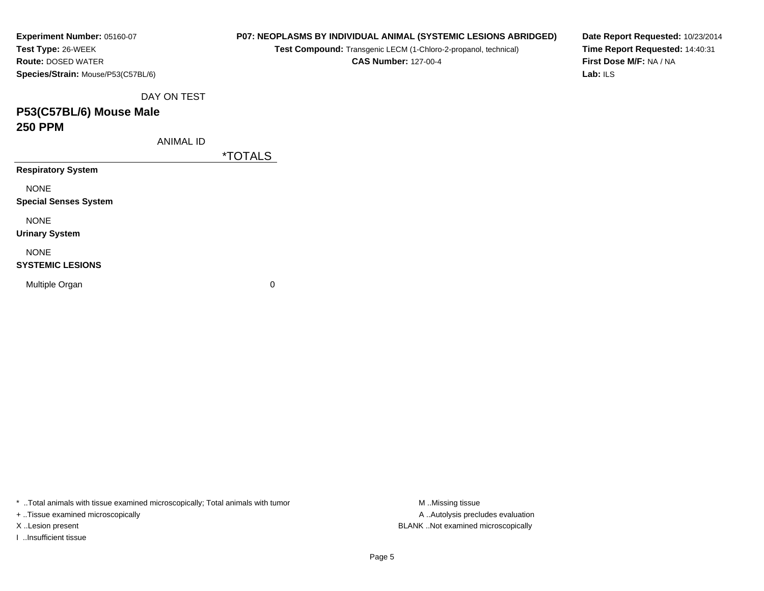**Experiment Number:** 05160-07
**Test Type:** 26-WEEK
**Route:** DOSED WATER
**Species/Strain:** Mouse/P53(C57BL/6)

**P07: NEOPLASMS BY INDIVIDUAL ANIMAL (SYSTEMIC LESIONS ABRIDGED)**
**Test Compound:** Transgenic LECM (1-Chloro-2-propanol, technical)
**CAS Number:** 127-00-4

**Date Report Requested:** 10/23/2014
**Time Report Requested:** 14:40:31
**First Dose M/F:** NA / NA
**Lab:** ILS

DAY ON TEST

## P53(C57BL/6) Mouse Male
## 250 PPM

ANIMAL ID

| | *TOTALS |
|---|---|
| **Respiratory System** | |
| NONE | |
| **Special Senses System** | |
| NONE | |
| **Urinary System** | |
| NONE | |
| **SYSTEMIC LESIONS** | |
| Multiple Organ | 0 |

* ..Total animals with tissue examined microscopically; Total animals with tumor
+ ..Tissue examined microscopically
X ..Lesion present
I ..Insufficient tissue

M ..Missing tissue
A ..Autolysis precludes evaluation
BLANK ..Not examined microscopically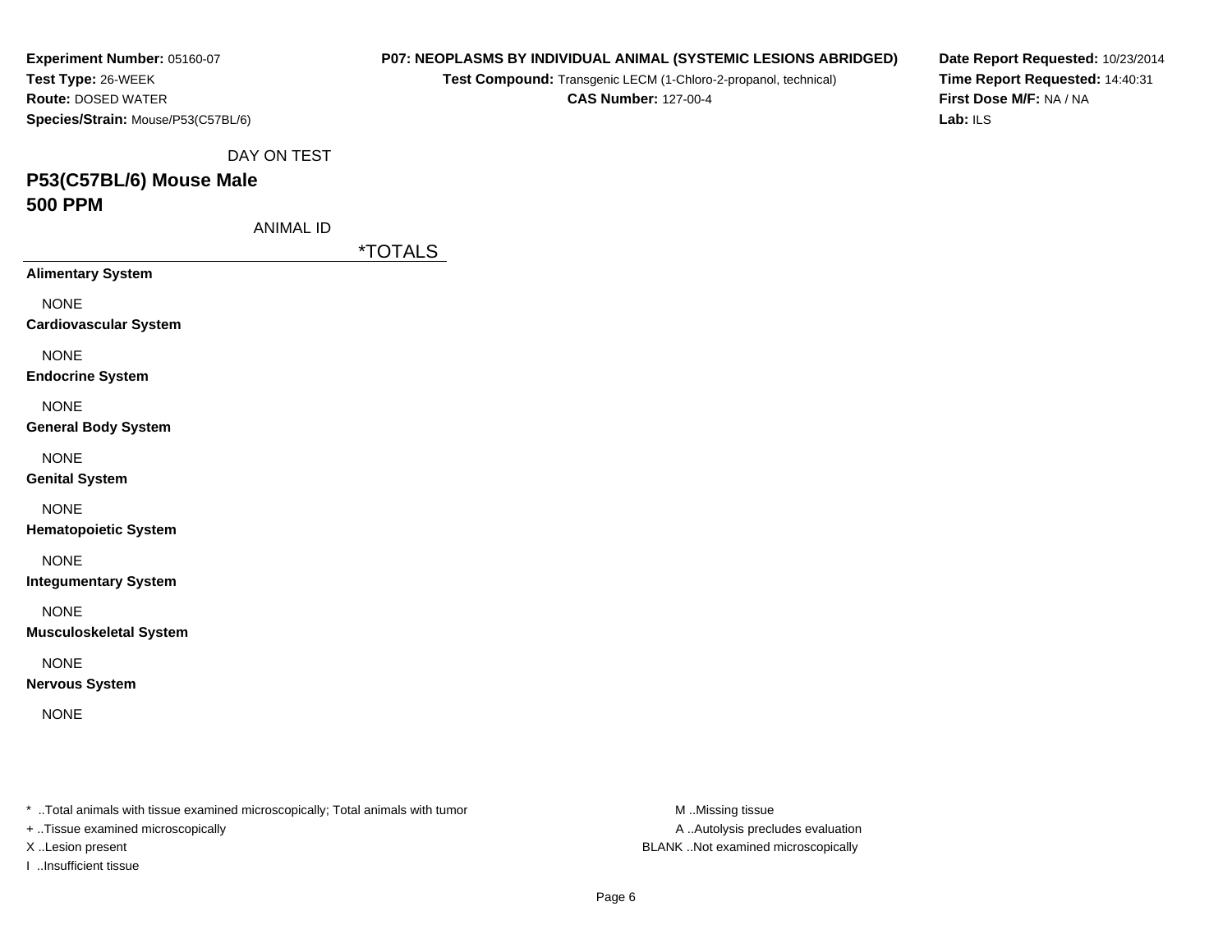**Experiment Number:** 05160-07
**Test Type:** 26-WEEK
**Route:** DOSED WATER
**Species/Strain:** Mouse/P53(C57BL/6)

**P07: NEOPLASMS BY INDIVIDUAL ANIMAL (SYSTEMIC LESIONS ABRIDGED)**
**Test Compound:** Transgenic LECM (1-Chloro-2-propanol, technical)
**CAS Number:** 127-00-4

**Date Report Requested:** 10/23/2014
**Time Report Requested:** 14:40:31
**First Dose M/F:** NA / NA
**Lab:** ILS

DAY ON TEST

## P53(C57BL/6) Mouse Male
## 500 PPM

ANIMAL ID

| | *TOTALS |
|---|---|
| **Alimentary System** | |
| NONE | |
| **Cardiovascular System** | |
| NONE | |
| **Endocrine System** | |
| NONE | |
| **General Body System** | |
| NONE | |
| **Genital System** | |
| NONE | |
| **Hematopoietic System** | |
| NONE | |
| **Integumentary System** | |
| NONE | |
| **Musculoskeletal System** | |
| NONE | |
| **Nervous System** | |
| NONE | |

* ..Total animals with tissue examined microscopically; Total animals with tumor
+ ..Tissue examined microscopically
X ..Lesion present
I ..Insufficient tissue

M ..Missing tissue
A ..Autolysis precludes evaluation
BLANK ..Not examined microscopically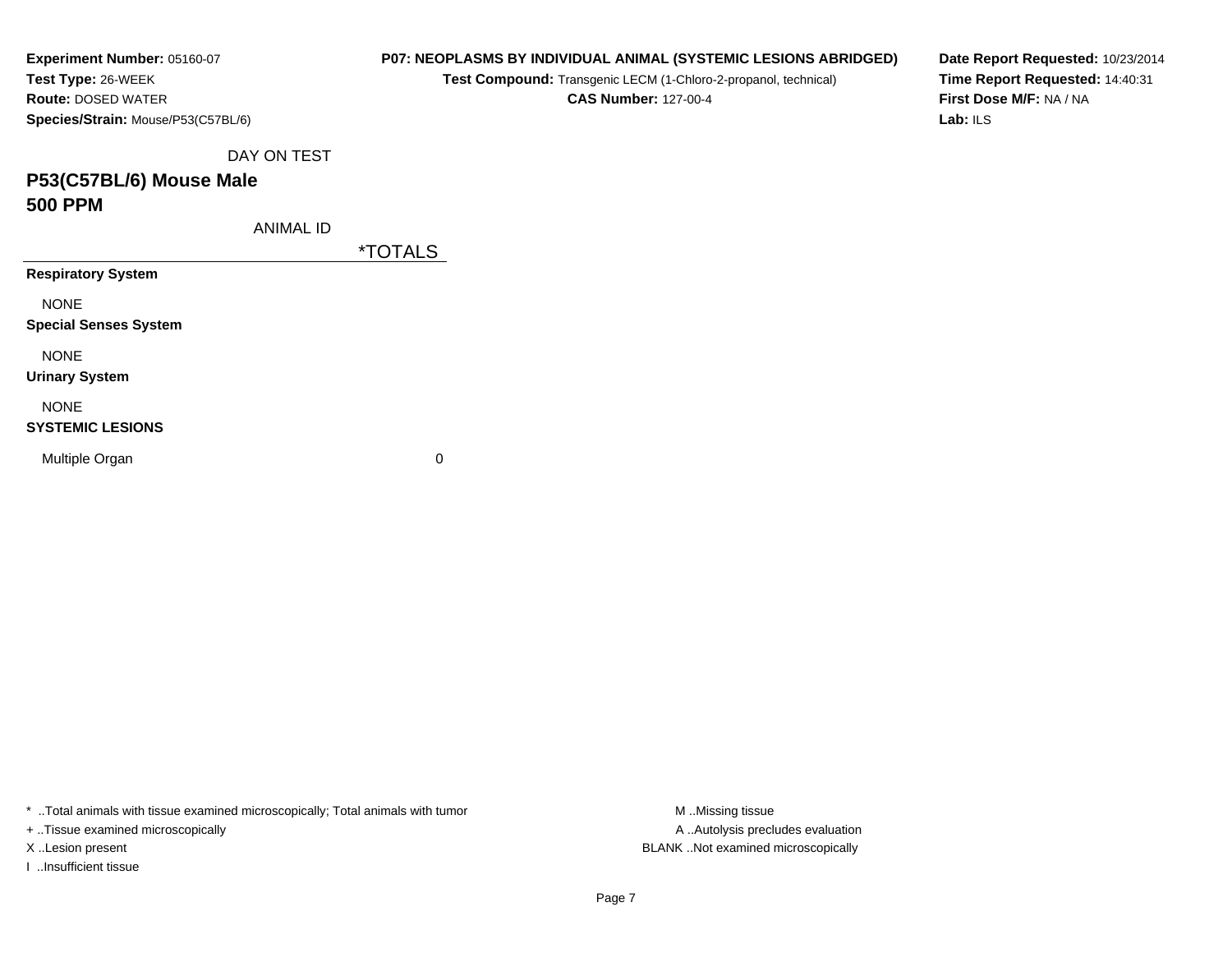**Experiment Number:** 05160-07
**Test Type:** 26-WEEK
**Route:** DOSED WATER
**Species/Strain:** Mouse/P53(C57BL/6)

**P07: NEOPLASMS BY INDIVIDUAL ANIMAL (SYSTEMIC LESIONS ABRIDGED)**
**Test Compound:** Transgenic LECM (1-Chloro-2-propanol, technical)
**CAS Number:** 127-00-4

**Date Report Requested:** 10/23/2014
**Time Report Requested:** 14:40:31
**First Dose M/F:** NA / NA
**Lab:** ILS

DAY ON TEST

## P53(C57BL/6) Mouse Male
## 500 PPM

ANIMAL ID

| | *TOTALS |
|---|---|
| **Respiratory System** | |
| NONE | |
| **Special Senses System** | |
| NONE | |
| **Urinary System** | |
| NONE | |
| **SYSTEMIC LESIONS** | |
| Multiple Organ | 0 |

\* ..Total animals with tissue examined microscopically; Total animals with tumor
+ ..Tissue examined microscopically
X ..Lesion present
I ..Insufficient tissue

M ..Missing tissue
A ..Autolysis precludes evaluation
BLANK ..Not examined microscopically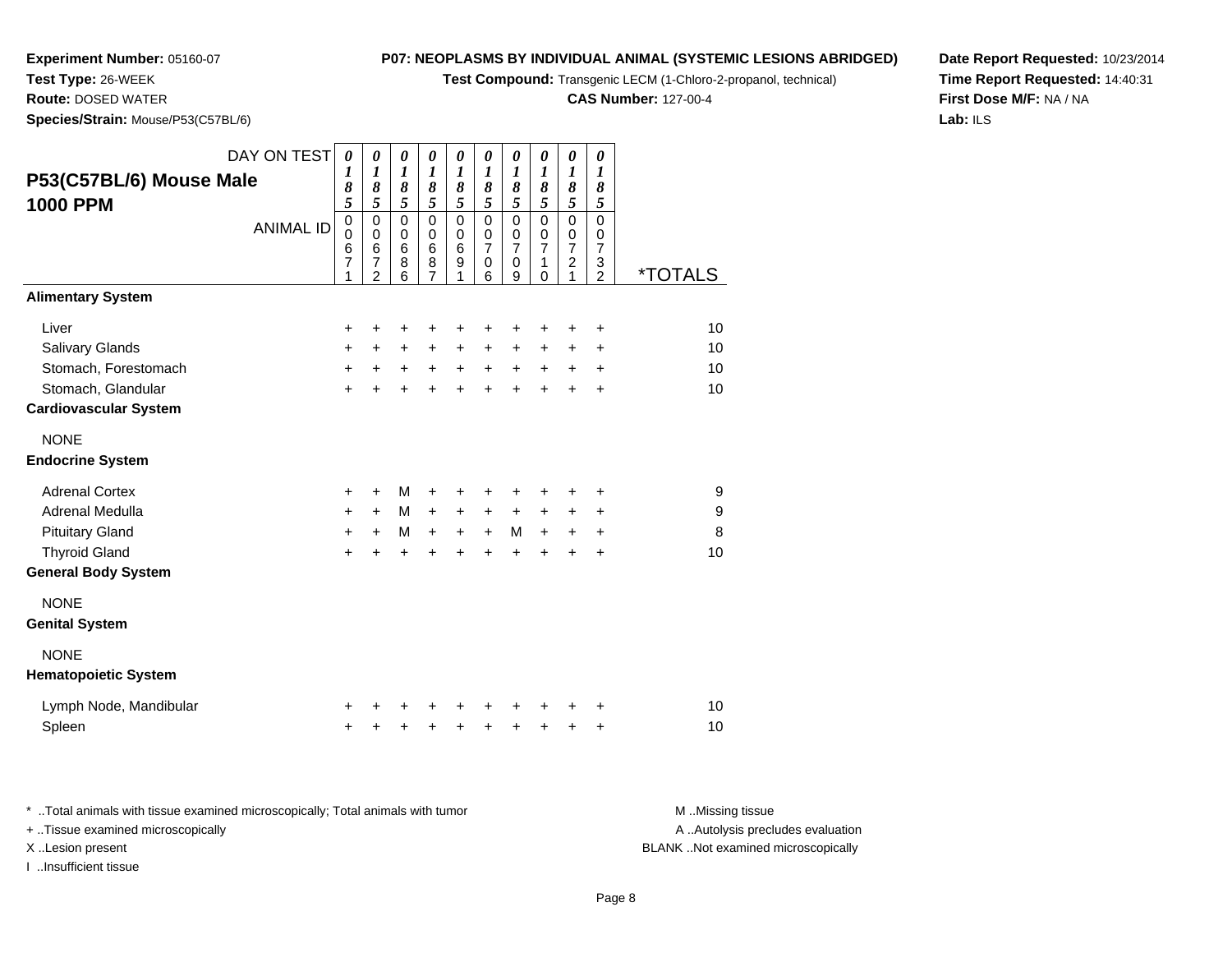**Experiment Number:** 05160-07
**Test Type:** 26-WEEK
**Route:** DOSED WATER
**Species/Strain:** Mouse/P53(C57BL/6)

**P07: NEOPLASMS BY INDIVIDUAL ANIMAL (SYSTEMIC LESIONS ABRIDGED)**
**Test Compound:** Transgenic LECM (1-Chloro-2-propanol, technical)
**CAS Number:** 127-00-4

**Date Report Requested:** 10/23/2014
**Time Report Requested:** 14:40:31
**First Dose M/F:** NA / NA
**Lab:** ILS

## P53(C57BL/6) Mouse Male 1000 PPM

| DAY ON TEST | 0185 | 0185 | 0185 | 0185 | 0185 | 0185 | 0185 | 0185 | 0185 | 0185 | |
|---|---|---|---|---|---|---|---|---|---|---|---|
| ANIMAL ID | 00671 | 00672 | 00686 | 00687 | 00691 | 00706 | 00709 | 00710 | 00721 | 00732 | *TOTALS |
| **Alimentary System** | | | | | | | | | | | |
| Liver | + | + | + | + | + | + | + | + | + | + | 10 |
| Salivary Glands | + | + | + | + | + | + | + | + | + | + | 10 |
| Stomach, Forestomach | + | + | + | + | + | + | + | + | + | + | 10 |
| Stomach, Glandular | + | + | + | + | + | + | + | + | + | + | 10 |
| **Cardiovascular System** | | | | | | | | | | | |
| NONE | | | | | | | | | | | |
| **Endocrine System** | | | | | | | | | | | |
| Adrenal Cortex | + | + | M | + | + | + | + | + | + | + | 9 |
| Adrenal Medulla | + | + | M | + | + | + | + | + | + | + | 9 |
| Pituitary Gland | + | + | M | + | + | + | M | + | + | + | 8 |
| Thyroid Gland | + | + | + | + | + | + | + | + | + | + | 10 |
| **General Body System** | | | | | | | | | | | |
| NONE | | | | | | | | | | | |
| **Genital System** | | | | | | | | | | | |
| NONE | | | | | | | | | | | |
| **Hematopoietic System** | | | | | | | | | | | |
| Lymph Node, Mandibular | + | + | + | + | + | + | + | + | + | + | 10 |
| Spleen | + | + | + | + | + | + | + | + | + | + | 10 |

* ..Total animals with tissue examined microscopically; Total animals with tumor
+ ..Tissue examined microscopically
X ..Lesion present
I ..Insufficient tissue

M ..Missing tissue
A ..Autolysis precludes evaluation
BLANK ..Not examined microscopically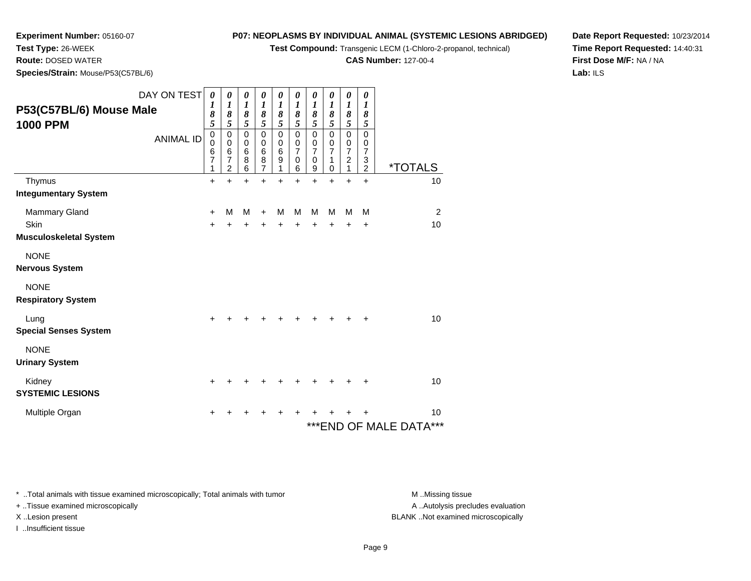**Experiment Number:** 05160-07
**Test Type:** 26-WEEK
**Route:** DOSED WATER
**Species/Strain:** Mouse/P53(C57BL/6)

**P07: NEOPLASMS BY INDIVIDUAL ANIMAL (SYSTEMIC LESIONS ABRIDGED)**
**Test Compound:** Transgenic LECM (1-Chloro-2-propanol, technical)
**CAS Number:** 127-00-4

**Date Report Requested:** 10/23/2014
**Time Report Requested:** 14:40:31
**First Dose M/F:** NA / NA
**Lab:** ILS

| P53(C57BL/6) Mouse Male 1000 PPM | | | | | | | | | | | |
|---|---|---|---|---|---|---|---|---|---|---|---|
| DAY ON TEST | 0185 | 0185 | 0185 | 0185 | 0185 | 0185 | 0185 | 0185 | 0185 | 0185 | |
| ANIMAL ID | 00671 | 00672 | 00686 | 00687 | 00691 | 00706 | 00709 | 00710 | 00721 | 00732 | *TOTALS |
| Thymus | + | + | + | + | + | + | + | + | + | + | 10 |
| **Integumentary System** | | | | | | | | | | | |
| Mammary Gland | + | M | M | + | M | M | M | M | M | M | 2 |
| Skin | + | + | + | + | + | + | + | + | + | + | 10 |
| **Musculoskeletal System** | | | | | | | | | | | |
| NONE | | | | | | | | | | | |
| **Nervous System** | | | | | | | | | | | |
| NONE | | | | | | | | | | | |
| **Respiratory System** | | | | | | | | | | | |
| Lung | + | + | + | + | + | + | + | + | + | + | 10 |
| **Special Senses System** | | | | | | | | | | | |
| NONE | | | | | | | | | | | |
| **Urinary System** | | | | | | | | | | | |
| Kidney | + | + | + | + | + | + | + | + | + | + | 10 |
| **SYSTEMIC LESIONS** | | | | | | | | | | | |
| Multiple Organ | + | + | + | + | + | + | + | + | + | + | 10 |

***END OF MALE DATA***

* ..Total animals with tissue examined microscopically; Total animals with tumor
+ ..Tissue examined microscopically
X ..Lesion present
I ..Insufficient tissue

M ..Missing tissue
A ..Autolysis precludes evaluation
BLANK ..Not examined microscopically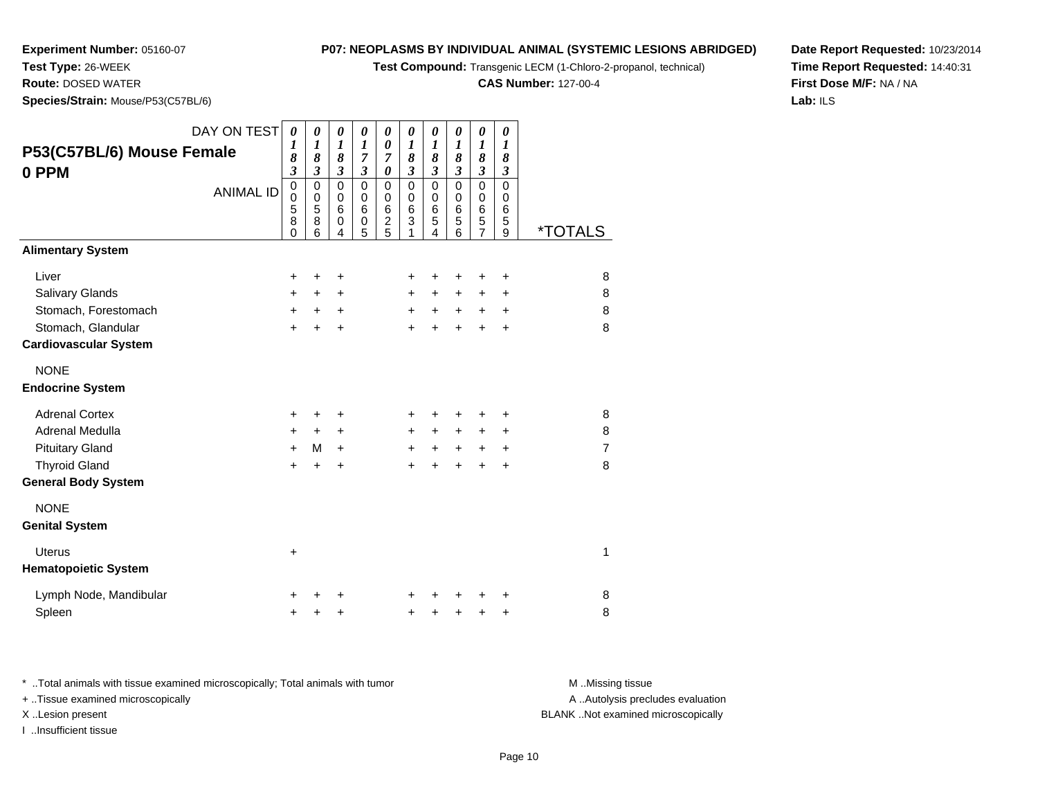**Experiment Number:** 05160-07
**Test Type:** 26-WEEK
**Route:** DOSED WATER
**Species/Strain:** Mouse/P53(C57BL/6)

**P07: NEOPLASMS BY INDIVIDUAL ANIMAL (SYSTEMIC LESIONS ABRIDGED)**
**Test Compound:** Transgenic LECM (1-Chloro-2-propanol, technical)
**CAS Number:** 127-00-4

**Date Report Requested:** 10/23/2014
**Time Report Requested:** 14:40:31
**First Dose M/F:** NA / NA
**Lab:** ILS

## P53(C57BL/6) Mouse Female 0 PPM

| DAY ON TEST | 0183 | 0183 | 0183 | 0173 | 0070 | 0183 | 0183 | 0183 | 0183 | 0183 | |
|---|---|---|---|---|---|---|---|---|---|---|---|
| ANIMAL ID | 00580 | 00586 | 00604 | 00605 | 00625 | 00631 | 00654 | 00656 | 00657 | 00659 | *TOTALS |
| **Alimentary System** | | | | | | | | | | | |
| Liver | + | + | + | | | + | + | + | + | + | 8 |
| Salivary Glands | + | + | + | | | + | + | + | + | + | 8 |
| Stomach, Forestomach | + | + | + | | | + | + | + | + | + | 8 |
| Stomach, Glandular | + | + | + | | | + | + | + | + | + | 8 |
| **Cardiovascular System** | | | | | | | | | | | |
| NONE | | | | | | | | | | | |
| **Endocrine System** | | | | | | | | | | | |
| Adrenal Cortex | + | + | + | | | + | + | + | + | + | 8 |
| Adrenal Medulla | + | + | + | | | + | + | + | + | + | 8 |
| Pituitary Gland | + | M | + | | | + | + | + | + | + | 7 |
| Thyroid Gland | + | + | + | | | + | + | + | + | + | 8 |
| **General Body System** | | | | | | | | | | | |
| NONE | | | | | | | | | | | |
| **Genital System** | | | | | | | | | | | |
| Uterus | + | | | | | | | | | | 1 |
| **Hematopoietic System** | | | | | | | | | | | |
| Lymph Node, Mandibular | + | + | + | | | + | + | + | + | + | 8 |
| Spleen | + | + | + | | | + | + | + | + | + | 8 |

\* ..Total animals with tissue examined microscopically; Total animals with tumor
\+ ..Tissue examined microscopically
X ..Lesion present
I ..Insufficient tissue

M ..Missing tissue
A ..Autolysis precludes evaluation
BLANK ..Not examined microscopically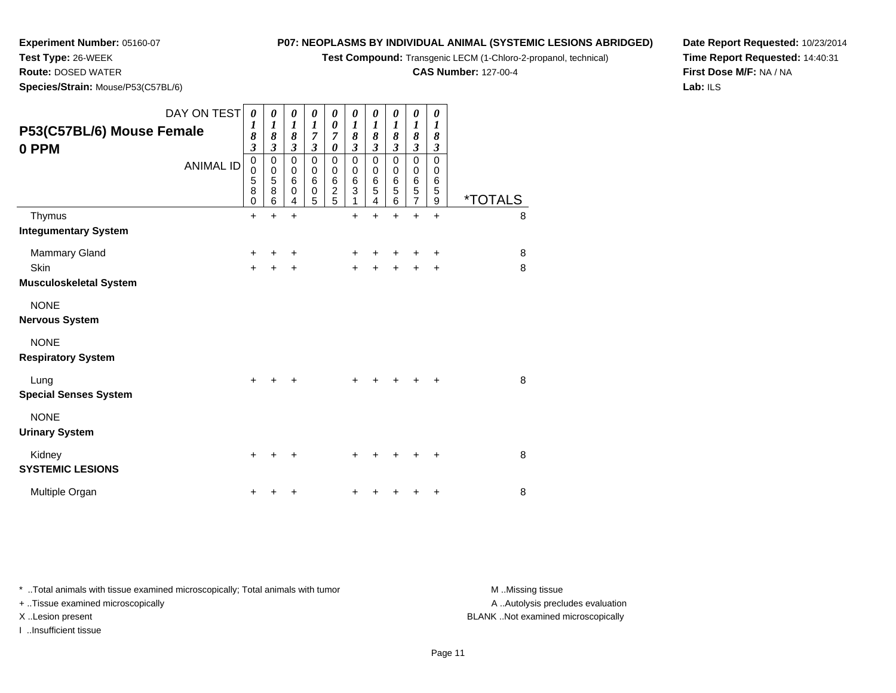**Experiment Number:** 05160-07
**Test Type:** 26-WEEK
**Route:** DOSED WATER
**Species/Strain:** Mouse/P53(C57BL/6)

**P07: NEOPLASMS BY INDIVIDUAL ANIMAL (SYSTEMIC LESIONS ABRIDGED)**
**Test Compound:** Transgenic LECM (1-Chloro-2-propanol, technical)
**CAS Number:** 127-00-4

**Date Report Requested:** 10/23/2014
**Time Report Requested:** 14:40:31
**First Dose M/F:** NA / NA
**Lab:** ILS

## P53(C57BL/6) Mouse Female 0 PPM

| DAY ON TEST | 0183 | 0183 | 0183 | 0173 | 0070 | 0183 | 0183 | 0183 | 0183 | 0183 | |
|---|---|---|---|---|---|---|---|---|---|---|---|
| ANIMAL ID | 00580 | 00586 | 00604 | 00605 | 00625 | 00631 | 00654 | 00656 | 00657 | 00659 | *TOTALS |
| Thymus | + | + | + | | | + | + | + | + | + | 8 |
| **Integumentary System** | | | | | | | | | | | |
| Mammary Gland | + | + | + | | | + | + | + | + | + | 8 |
| Skin | + | + | + | | | + | + | + | + | + | 8 |
| **Musculoskeletal System** | | | | | | | | | | | |
| NONE | | | | | | | | | | | |
| **Nervous System** | | | | | | | | | | | |
| NONE | | | | | | | | | | | |
| **Respiratory System** | | | | | | | | | | | |
| Lung | + | + | + | | | + | + | + | + | + | 8 |
| **Special Senses System** | | | | | | | | | | | |
| NONE | | | | | | | | | | | |
| **Urinary System** | | | | | | | | | | | |
| Kidney | + | + | + | | | + | + | + | + | + | 8 |
| **SYSTEMIC LESIONS** | | | | | | | | | | | |
| Multiple Organ | + | + | + | | | + | + | + | + | + | 8 |

* ..Total animals with tissue examined microscopically; Total animals with tumor
+ ..Tissue examined microscopically
X ..Lesion present
I ..Insufficient tissue

M ..Missing tissue
A ..Autolysis precludes evaluation
BLANK ..Not examined microscopically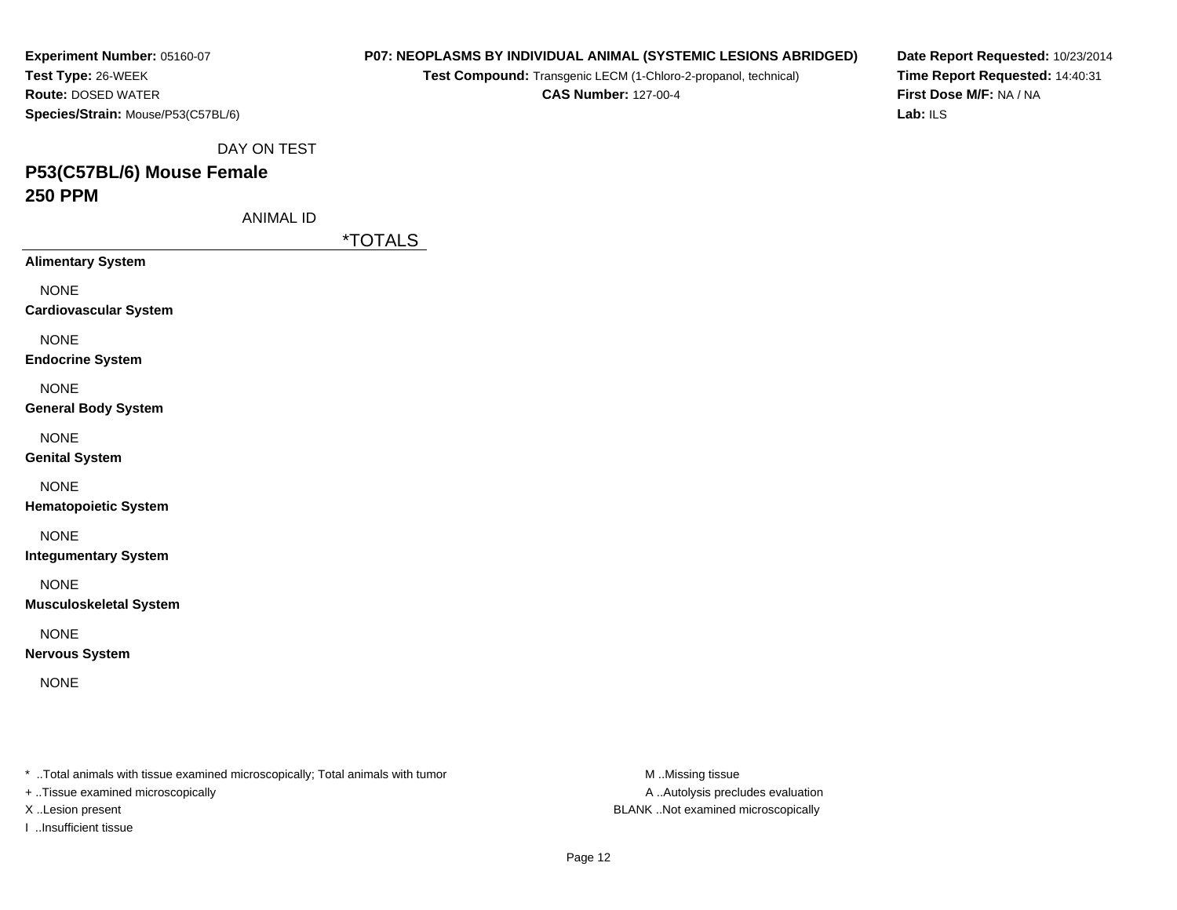**Experiment Number:** 05160-07
**Test Type:** 26-WEEK
**Route:** DOSED WATER
**Species/Strain:** Mouse/P53(C57BL/6)

**P07: NEOPLASMS BY INDIVIDUAL ANIMAL (SYSTEMIC LESIONS ABRIDGED)**
**Test Compound:** Transgenic LECM (1-Chloro-2-propanol, technical)
**CAS Number:** 127-00-4

**Date Report Requested:** 10/23/2014
**Time Report Requested:** 14:40:31
**First Dose M/F:** NA / NA
**Lab:** ILS

DAY ON TEST

## P53(C57BL/6) Mouse Female
## 250 PPM

ANIMAL ID

| | *TOTALS |
|---|---|
| **Alimentary System** | |
| NONE | |
| **Cardiovascular System** | |
| NONE | |
| **Endocrine System** | |
| NONE | |
| **General Body System** | |
| NONE | |
| **Genital System** | |
| NONE | |
| **Hematopoietic System** | |
| NONE | |
| **Integumentary System** | |
| NONE | |
| **Musculoskeletal System** | |
| NONE | |
| **Nervous System** | |
| NONE | |

* ..Total animals with tissue examined microscopically; Total animals with tumor
+ ..Tissue examined microscopically
X ..Lesion present
I ..Insufficient tissue

M ..Missing tissue
A ..Autolysis precludes evaluation
BLANK ..Not examined microscopically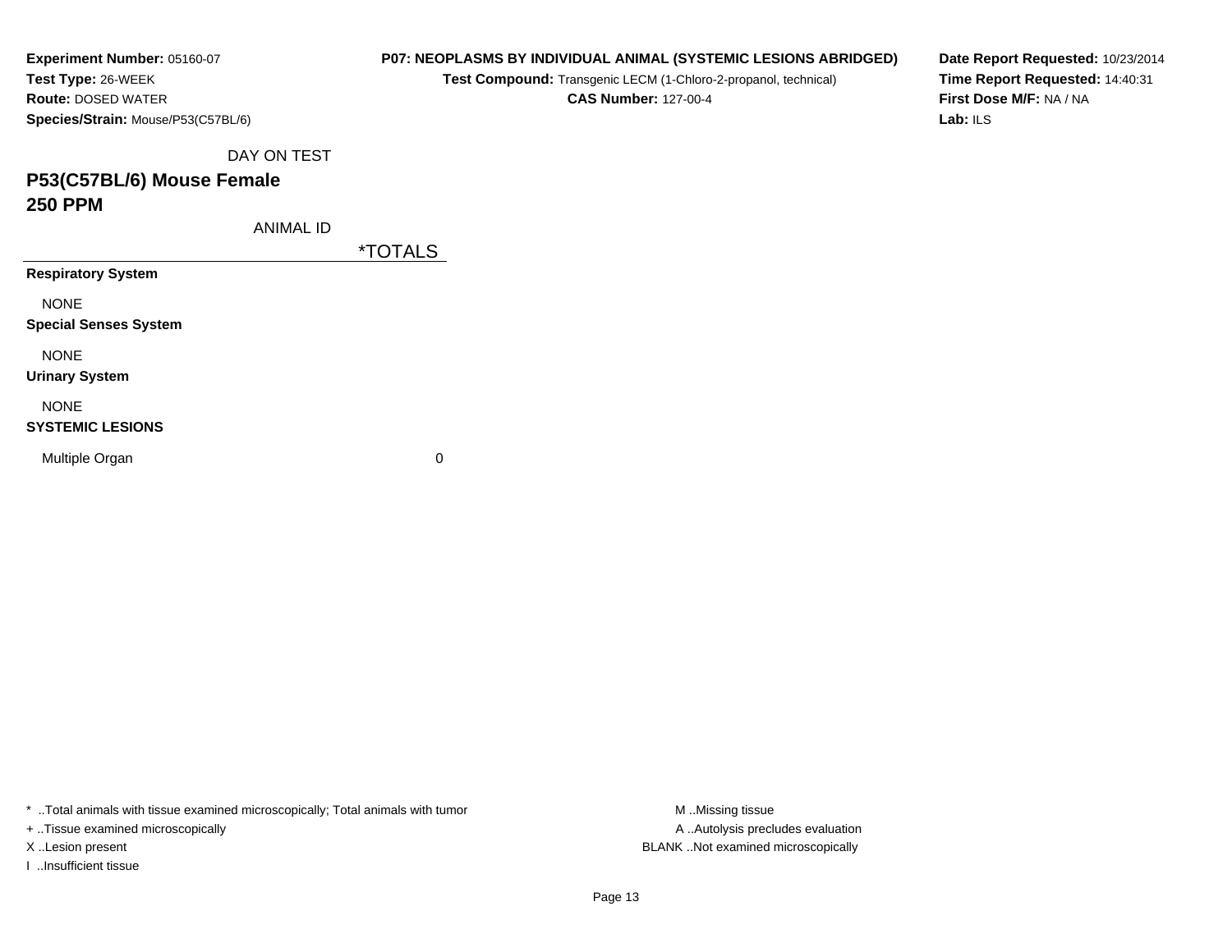**Experiment Number:** 05160-07
**Test Type:** 26-WEEK
**Route:** DOSED WATER
**Species/Strain:** Mouse/P53(C57BL/6)

**P07: NEOPLASMS BY INDIVIDUAL ANIMAL (SYSTEMIC LESIONS ABRIDGED)**
**Test Compound:** Transgenic LECM (1-Chloro-2-propanol, technical)
**CAS Number:** 127-00-4

**Date Report Requested:** 10/23/2014
**Time Report Requested:** 14:40:31
**First Dose M/F:** NA / NA
**Lab:** ILS

DAY ON TEST

## P53(C57BL/6) Mouse Female
## 250 PPM

| ANIMAL ID | *TOTALS |
|---|---|
| **Respiratory System** | |
| NONE | |
| **Special Senses System** | |
| NONE | |
| **Urinary System** | |
| NONE | |
| **SYSTEMIC LESIONS** | |
| Multiple Organ | 0 |

* ..Total animals with tissue examined microscopically; Total animals with tumor
+ ..Tissue examined microscopically
X ..Lesion present
I ..Insufficient tissue

M ..Missing tissue
A ..Autolysis precludes evaluation
BLANK ..Not examined microscopically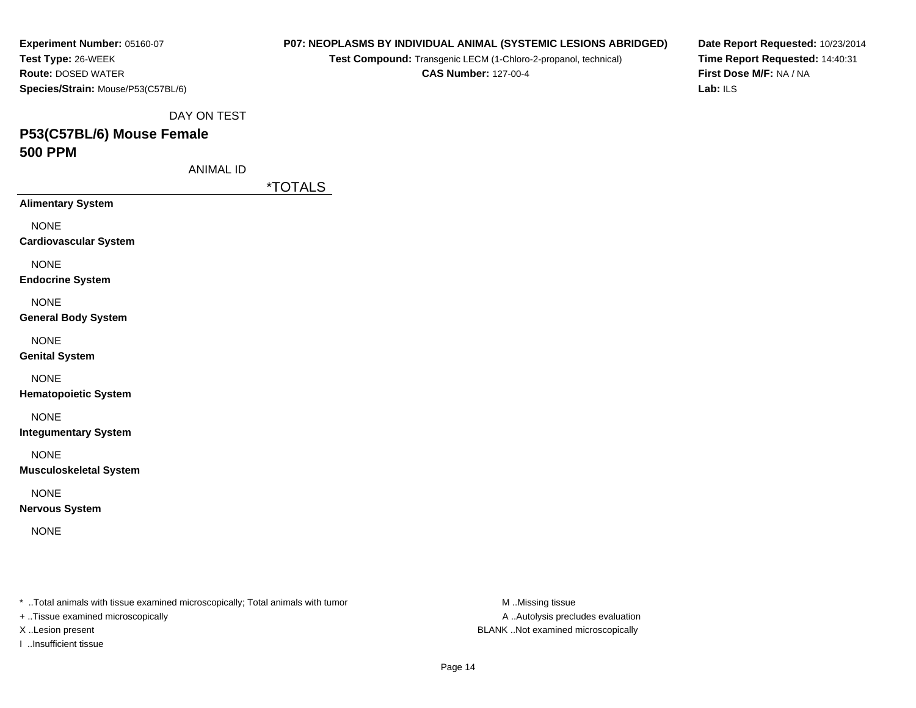**Experiment Number:** 05160-07
**Test Type:** 26-WEEK
**Route:** DOSED WATER
**Species/Strain:** Mouse/P53(C57BL/6)

**P07: NEOPLASMS BY INDIVIDUAL ANIMAL (SYSTEMIC LESIONS ABRIDGED)**
**Test Compound:** Transgenic LECM (1-Chloro-2-propanol, technical)
**CAS Number:** 127-00-4

**Date Report Requested:** 10/23/2014
**Time Report Requested:** 14:40:31
**First Dose M/F:** NA / NA
**Lab:** ILS

DAY ON TEST

## P53(C57BL/6) Mouse Female
## 500 PPM

ANIMAL ID

| | *TOTALS |
|---|---|
| **Alimentary System** | |
| NONE | |
| **Cardiovascular System** | |
| NONE | |
| **Endocrine System** | |
| NONE | |
| **General Body System** | |
| NONE | |
| **Genital System** | |
| NONE | |
| **Hematopoietic System** | |
| NONE | |
| **Integumentary System** | |
| NONE | |
| **Musculoskeletal System** | |
| NONE | |
| **Nervous System** | |
| NONE | |

* ..Total animals with tissue examined microscopically; Total animals with tumor
+ ..Tissue examined microscopically
X ..Lesion present
I ..Insufficient tissue

M ..Missing tissue
A ..Autolysis precludes evaluation
BLANK ..Not examined microscopically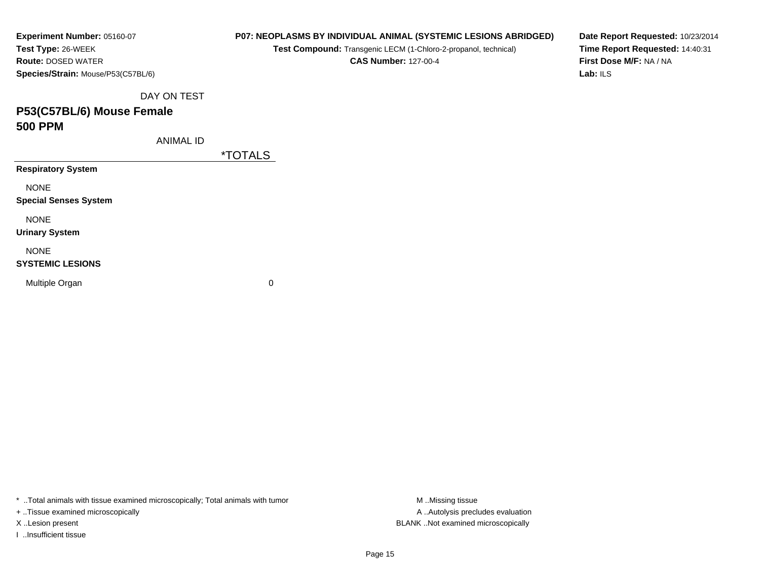**Experiment Number:** 05160-07
**Test Type:** 26-WEEK
**Route:** DOSED WATER
**Species/Strain:** Mouse/P53(C57BL/6)

**P07: NEOPLASMS BY INDIVIDUAL ANIMAL (SYSTEMIC LESIONS ABRIDGED)**
**Test Compound:** Transgenic LECM (1-Chloro-2-propanol, technical)
**CAS Number:** 127-00-4

**Date Report Requested:** 10/23/2014
**Time Report Requested:** 14:40:31
**First Dose M/F:** NA / NA
**Lab:** ILS

DAY ON TEST

## P53(C57BL/6) Mouse Female
## 500 PPM

| ANIMAL ID | *TOTALS |
|---|---|
| **Respiratory System** | |
| NONE | |
| **Special Senses System** | |
| NONE | |
| **Urinary System** | |
| NONE | |
| **SYSTEMIC LESIONS** | |
| Multiple Organ | 0 |

* ..Total animals with tissue examined microscopically; Total animals with tumor
+ ..Tissue examined microscopically
X ..Lesion present
I ..Insufficient tissue

M ..Missing tissue
A ..Autolysis precludes evaluation
BLANK ..Not examined microscopically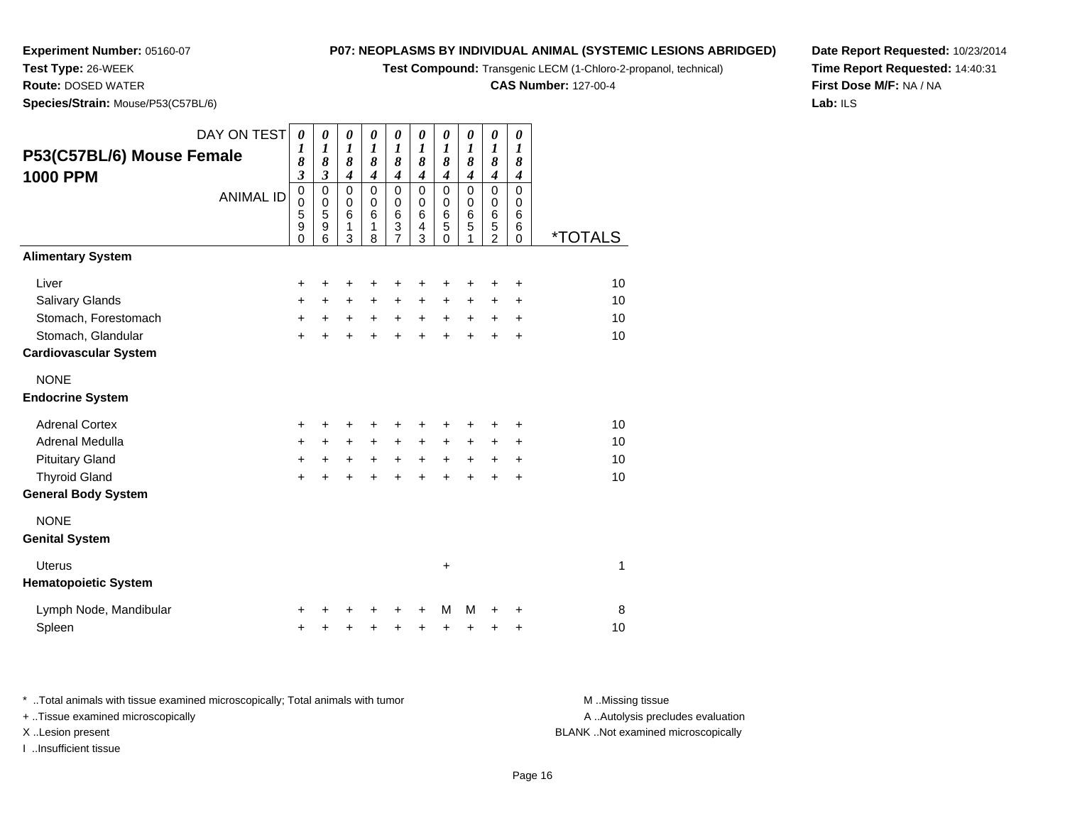**Experiment Number:** 05160-07
**Test Type:** 26-WEEK
**Route:** DOSED WATER
**Species/Strain:** Mouse/P53(C57BL/6)

**P07: NEOPLASMS BY INDIVIDUAL ANIMAL (SYSTEMIC LESIONS ABRIDGED)**
**Test Compound:** Transgenic LECM (1-Chloro-2-propanol, technical)
**CAS Number:** 127-00-4

**Date Report Requested:** 10/23/2014
**Time Report Requested:** 14:40:31
**First Dose M/F:** NA / NA
**Lab:** ILS

## P53(C57BL/6) Mouse Female 1000 PPM

| DAY ON TEST | 0183 | 0183 | 0184 | 0184 | 0184 | 0184 | 0184 | 0184 | 0184 | 0184 | |
|---|---|---|---|---|---|---|---|---|---|---|---|
| ANIMAL ID | 00590 | 00596 | 00613 | 00618 | 00637 | 00643 | 00650 | 00651 | 00652 | 00660 | *TOTALS |
| **Alimentary System** | | | | | | | | | | | |
| Liver | + | + | + | + | + | + | + | + | + | + | 10 |
| Salivary Glands | + | + | + | + | + | + | + | + | + | + | 10 |
| Stomach, Forestomach | + | + | + | + | + | + | + | + | + | + | 10 |
| Stomach, Glandular | + | + | + | + | + | + | + | + | + | + | 10 |
| **Cardiovascular System** | | | | | | | | | | | |
| NONE | | | | | | | | | | | |
| **Endocrine System** | | | | | | | | | | | |
| Adrenal Cortex | + | + | + | + | + | + | + | + | + | + | 10 |
| Adrenal Medulla | + | + | + | + | + | + | + | + | + | + | 10 |
| Pituitary Gland | + | + | + | + | + | + | + | + | + | + | 10 |
| Thyroid Gland | + | + | + | + | + | + | + | + | + | + | 10 |
| **General Body System** | | | | | | | | | | | |
| NONE | | | | | | | | | | | |
| **Genital System** | | | | | | | | | | | |
| Uterus | | | | | | | + | | | | 1 |
| **Hematopoietic System** | | | | | | | | | | | |
| Lymph Node, Mandibular | + | + | + | + | + | + | M | M | + | + | 8 |
| Spleen | + | + | + | + | + | + | + | + | + | + | 10 |

\* ..Total animals with tissue examined microscopically; Total animals with tumor
+ ..Tissue examined microscopically
X ..Lesion present
I ..Insufficient tissue

M ..Missing tissue
A ..Autolysis precludes evaluation
BLANK ..Not examined microscopically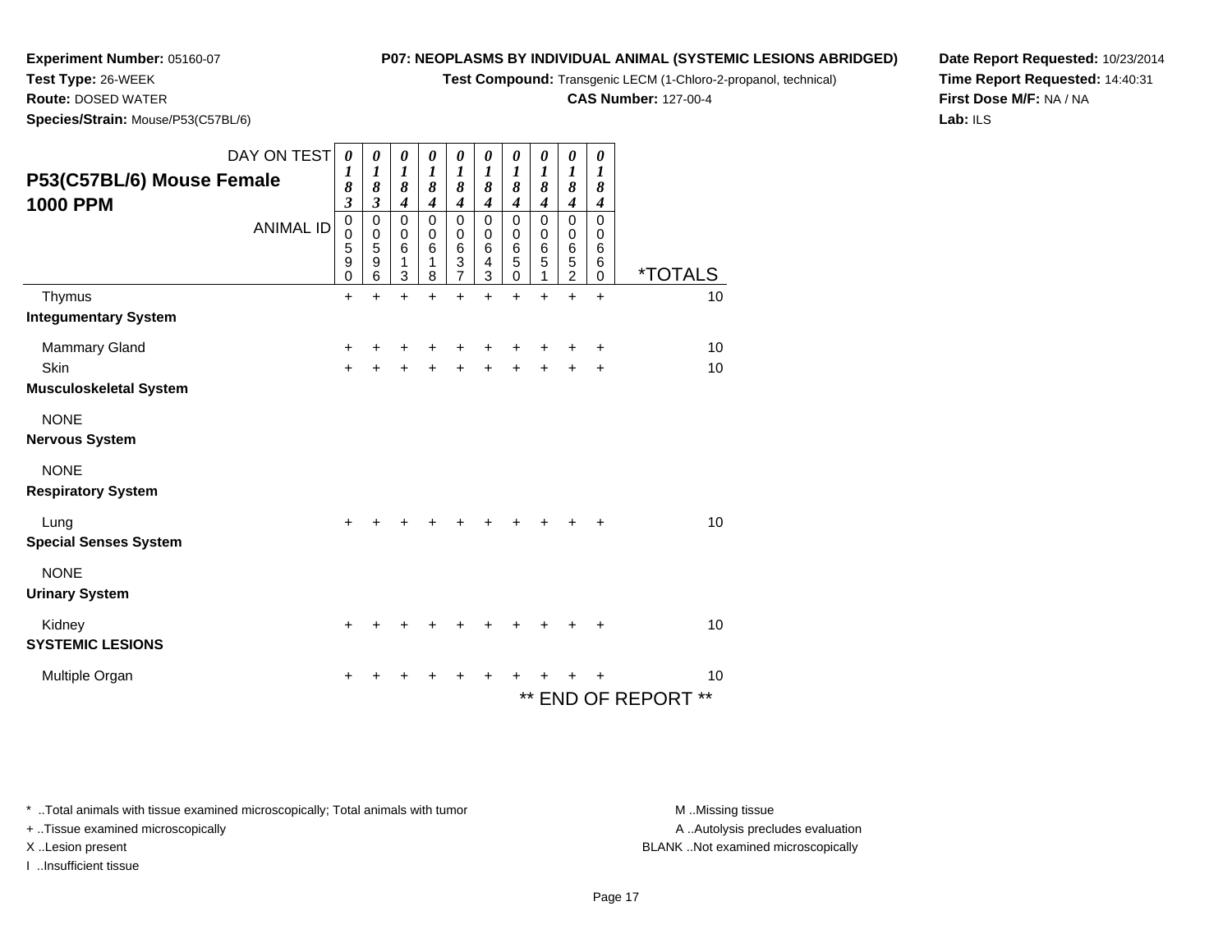**Experiment Number:** 05160-07
**Test Type:** 26-WEEK
**Route:** DOSED WATER
**Species/Strain:** Mouse/P53(C57BL/6)

**P07: NEOPLASMS BY INDIVIDUAL ANIMAL (SYSTEMIC LESIONS ABRIDGED)**
**Test Compound:** Transgenic LECM (1-Chloro-2-propanol, technical)
**CAS Number:** 127-00-4

**Date Report Requested:** 10/23/2014
**Time Report Requested:** 14:40:31
**First Dose M/F:** NA / NA
**Lab:** ILS

## P53(C57BL/6) Mouse Female 1000 PPM

| DAY ON TEST | 0183 | 0183 | 0184 | 0184 | 0184 | 0184 | 0184 | 0184 | 0184 | 0184 | |
|---|---|---|---|---|---|---|---|---|---|---|---|
| ANIMAL ID | 00590 | 00596 | 00613 | 00618 | 00637 | 00643 | 00650 | 00651 | 00652 | 00660 | *TOTALS |
| Thymus | + | + | + | + | + | + | + | + | + | + | 10 |
| **Integumentary System** | | | | | | | | | | | |
| Mammary Gland | + | + | + | + | + | + | + | + | + | + | 10 |
| Skin | + | + | + | + | + | + | + | + | + | + | 10 |
| **Musculoskeletal System** | | | | | | | | | | | |
| NONE | | | | | | | | | | | |
| **Nervous System** | | | | | | | | | | | |
| NONE | | | | | | | | | | | |
| **Respiratory System** | | | | | | | | | | | |
| Lung | + | + | + | + | + | + | + | + | + | + | 10 |
| **Special Senses System** | | | | | | | | | | | |
| NONE | | | | | | | | | | | |
| **Urinary System** | | | | | | | | | | | |
| Kidney | + | + | + | + | + | + | + | + | + | + | 10 |
| **SYSTEMIC LESIONS** | | | | | | | | | | | |
| Multiple Organ | + | + | + | + | + | + | + | + | + | + | 10 |

** END OF REPORT **

* ..Total animals with tissue examined microscopically; Total animals with tumor
+ ..Tissue examined microscopically
X ..Lesion present
I ..Insufficient tissue

M ..Missing tissue
A ..Autolysis precludes evaluation
BLANK ..Not examined microscopically